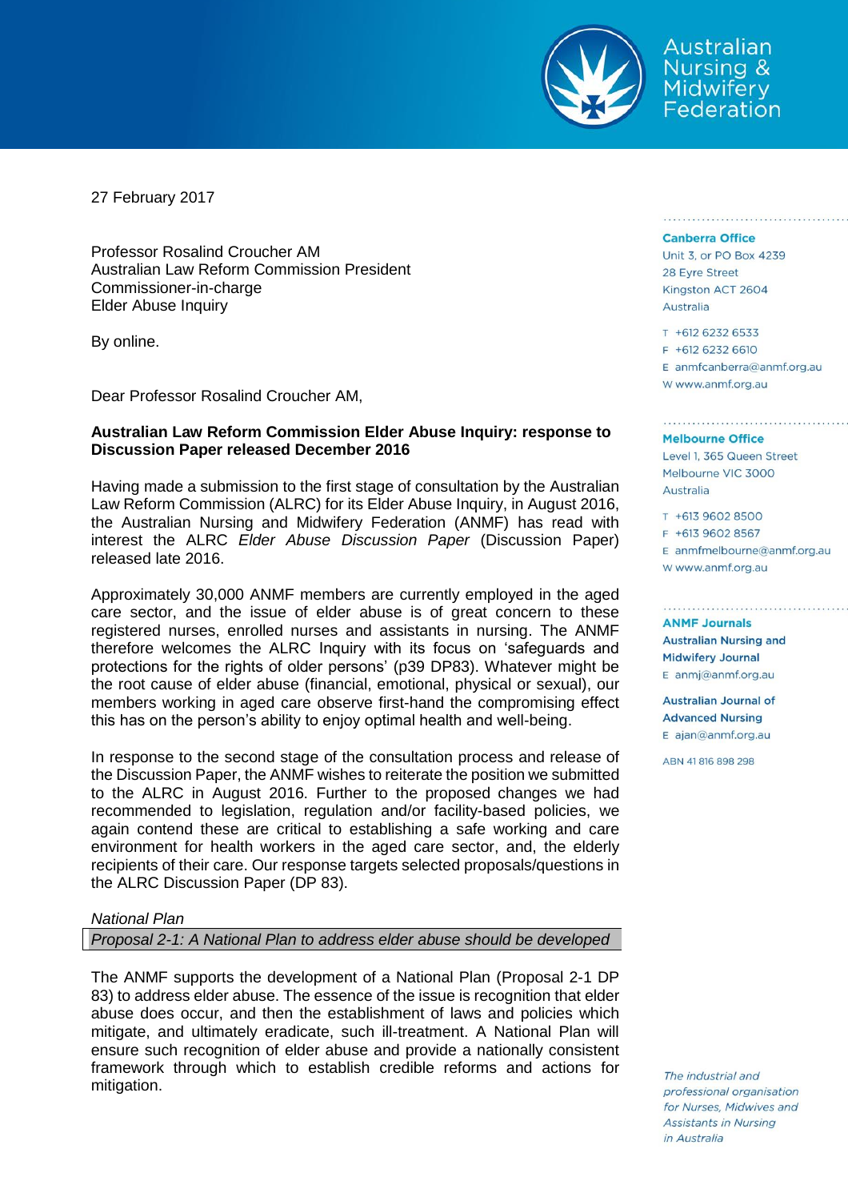Australian Nursing & Midwifery Federation

27 February 2017

Professor Rosalind Croucher AM
Australian Law Reform Commission President
Commissioner-in-charge
Elder Abuse Inquiry

By online.

Dear Professor Rosalind Croucher AM,

**Australian Law Reform Commission Elder Abuse Inquiry: response to Discussion Paper released December 2016**

Having made a submission to the first stage of consultation by the Australian Law Reform Commission (ALRC) for its Elder Abuse Inquiry, in August 2016, the Australian Nursing and Midwifery Federation (ANMF) has read with interest the ALRC *Elder Abuse Discussion Paper* (Discussion Paper) released late 2016.

Approximately 30,000 ANMF members are currently employed in the aged care sector, and the issue of elder abuse is of great concern to these registered nurses, enrolled nurses and assistants in nursing. The ANMF therefore welcomes the ALRC Inquiry with its focus on 'safeguards and protections for the rights of older persons' (p39 DP83). Whatever might be the root cause of elder abuse (financial, emotional, physical or sexual), our members working in aged care observe first-hand the compromising effect this has on the person's ability to enjoy optimal health and well-being.

In response to the second stage of the consultation process and release of the Discussion Paper, the ANMF wishes to reiterate the position we submitted to the ALRC in August 2016. Further to the proposed changes we had recommended to legislation, regulation and/or facility-based policies, we again contend these are critical to establishing a safe working and care environment for health workers in the aged care sector, and, the elderly recipients of their care. Our response targets selected proposals/questions in the ALRC Discussion Paper (DP 83).

*National Plan*

*Proposal 2-1: A National Plan to address elder abuse should be developed*

The ANMF supports the development of a National Plan (Proposal 2-1 DP 83) to address elder abuse. The essence of the issue is recognition that elder abuse does occur, and then the establishment of laws and policies which mitigate, and ultimately eradicate, such ill-treatment. A National Plan will ensure such recognition of elder abuse and provide a nationally consistent framework through which to establish credible reforms and actions for mitigation.

**Canberra Office**
Unit 3, or PO Box 4239
28 Eyre Street
Kingston ACT 2604
Australia

T +612 6232 6533
F +612 6232 6610
E anmfcanberra@anmf.org.au
W www.anmf.org.au

**Melbourne Office**
Level 1, 365 Queen Street
Melbourne VIC 3000
Australia

T +613 9602 8500
F +613 9602 8567
E anmfmelbourne@anmf.org.au
W www.anmf.org.au

**ANMF Journals**
**Australian Nursing and Midwifery Journal**
E anmj@anmf.org.au

**Australian Journal of Advanced Nursing**
E ajan@anmf.org.au

ABN 41 816 898 298

*The industrial and professional organisation for Nurses, Midwives and Assistants in Nursing in Australia*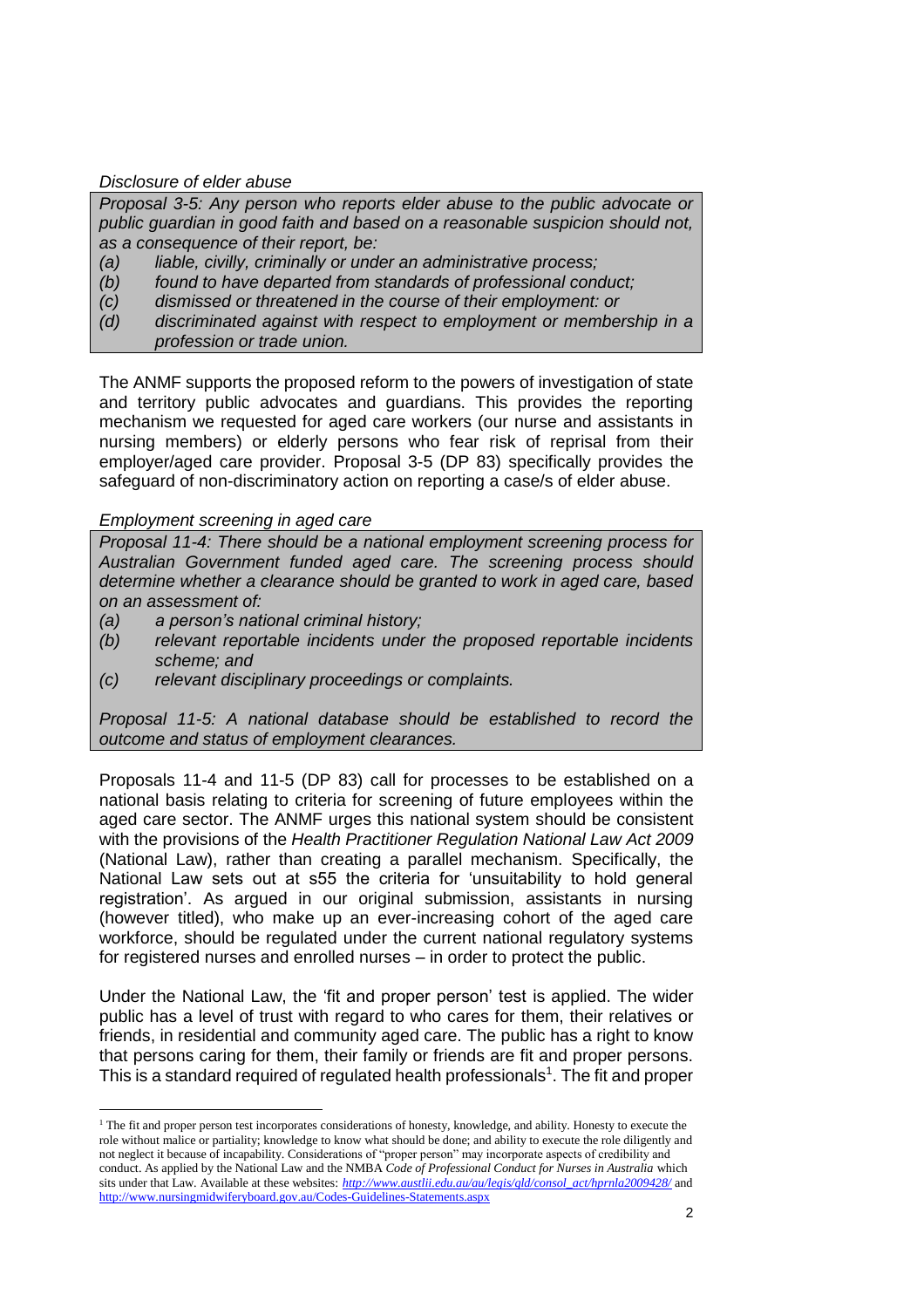*Disclosure of elder abuse*

> *Proposal 3-5: Any person who reports elder abuse to the public advocate or public guardian in good faith and based on a reasonable suspicion should not, as a consequence of their report, be:*
>
> *(a) liable, civilly, criminally or under an administrative process;*
>
> *(b) found to have departed from standards of professional conduct;*
>
> *(c) dismissed or threatened in the course of their employment: or*
>
> *(d) discriminated against with respect to employment or membership in a profession or trade union.*

The ANMF supports the proposed reform to the powers of investigation of state and territory public advocates and guardians. This provides the reporting mechanism we requested for aged care workers (our nurse and assistants in nursing members) or elderly persons who fear risk of reprisal from their employer/aged care provider. Proposal 3-5 (DP 83) specifically provides the safeguard of non-discriminatory action on reporting a case/s of elder abuse.

*Employment screening in aged care*

> *Proposal 11-4: There should be a national employment screening process for Australian Government funded aged care. The screening process should determine whether a clearance should be granted to work in aged care, based on an assessment of:*
>
> *(a) a person's national criminal history;*
>
> *(b) relevant reportable incidents under the proposed reportable incidents scheme; and*
>
> *(c) relevant disciplinary proceedings or complaints.*
>
> *Proposal 11-5: A national database should be established to record the outcome and status of employment clearances.*

Proposals 11-4 and 11-5 (DP 83) call for processes to be established on a national basis relating to criteria for screening of future employees within the aged care sector. The ANMF urges this national system should be consistent with the provisions of the *Health Practitioner Regulation National Law Act 2009* (National Law), rather than creating a parallel mechanism. Specifically, the National Law sets out at s55 the criteria for 'unsuitability to hold general registration'. As argued in our original submission, assistants in nursing (however titled), who make up an ever-increasing cohort of the aged care workforce, should be regulated under the current national regulatory systems for registered nurses and enrolled nurses – in order to protect the public.

Under the National Law, the 'fit and proper person' test is applied. The wider public has a level of trust with regard to who cares for them, their relatives or friends, in residential and community aged care. The public has a right to know that persons caring for them, their family or friends are fit and proper persons. This is a standard required of regulated health professionals[1]. The fit and proper

[1] The fit and proper person test incorporates considerations of honesty, knowledge, and ability. Honesty to execute the role without malice or partiality; knowledge to know what should be done; and ability to execute the role diligently and not neglect it because of incapability. Considerations of "proper person" may incorporate aspects of credibility and conduct. As applied by the National Law and the NMBA *Code of Professional Conduct for Nurses in Australia* which sits under that Law. Available at these websites: http://www.austlii.edu.au/au/legis/qld/consol_act/hprnla2009428/ and http://www.nursingmidwiferyboard.gov.au/Codes-Guidelines-Statements.aspx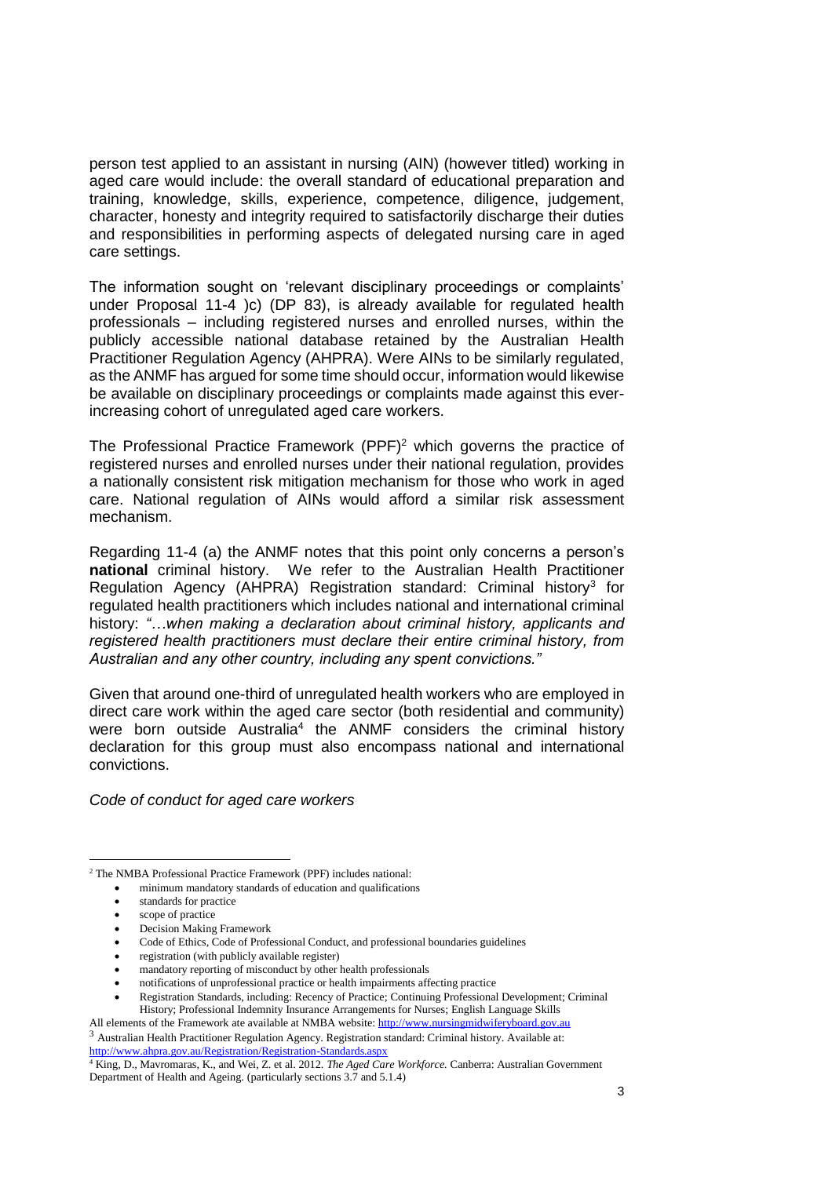person test applied to an assistant in nursing (AIN) (however titled) working in aged care would include: the overall standard of educational preparation and training, knowledge, skills, experience, competence, diligence, judgement, character, honesty and integrity required to satisfactorily discharge their duties and responsibilities in performing aspects of delegated nursing care in aged care settings.

The information sought on 'relevant disciplinary proceedings or complaints' under Proposal 11-4 )c) (DP 83), is already available for regulated health professionals – including registered nurses and enrolled nurses, within the publicly accessible national database retained by the Australian Health Practitioner Regulation Agency (AHPRA). Were AINs to be similarly regulated, as the ANMF has argued for some time should occur, information would likewise be available on disciplinary proceedings or complaints made against this ever-increasing cohort of unregulated aged care workers.

The Professional Practice Framework (PPF)[2] which governs the practice of registered nurses and enrolled nurses under their national regulation, provides a nationally consistent risk mitigation mechanism for those who work in aged care. National regulation of AINs would afford a similar risk assessment mechanism.

Regarding 11-4 (a) the ANMF notes that this point only concerns a person's **national** criminal history. We refer to the Australian Health Practitioner Regulation Agency (AHPRA) Registration standard: Criminal history[3] for regulated health practitioners which includes national and international criminal history: *"…when making a declaration about criminal history, applicants and registered health practitioners must declare their entire criminal history, from Australian and any other country, including any spent convictions."*

Given that around one-third of unregulated health workers who are employed in direct care work within the aged care sector (both residential and community) were born outside Australia[4] the ANMF considers the criminal history declaration for this group must also encompass national and international convictions.

*Code of conduct for aged care workers*

---

[2] The NMBA Professional Practice Framework (PPF) includes national:

- minimum mandatory standards of education and qualifications
- standards for practice
- scope of practice
- Decision Making Framework
- Code of Ethics, Code of Professional Conduct, and professional boundaries guidelines
- registration (with publicly available register)
- mandatory reporting of misconduct by other health professionals
- notifications of unprofessional practice or health impairments affecting practice
- Registration Standards, including: Recency of Practice; Continuing Professional Development; Criminal History; Professional Indemnity Insurance Arrangements for Nurses; English Language Skills

All elements of the Framework ate available at NMBA website: http://www.nursingmidwiferyboard.gov.au

[3] Australian Health Practitioner Regulation Agency. Registration standard: Criminal history. Available at: http://www.ahpra.gov.au/Registration/Registration-Standards.aspx

[4] King, D., Mavromaras, K., and Wei, Z. et al. 2012. *The Aged Care Workforce.* Canberra: Australian Government Department of Health and Ageing. (particularly sections 3.7 and 5.1.4)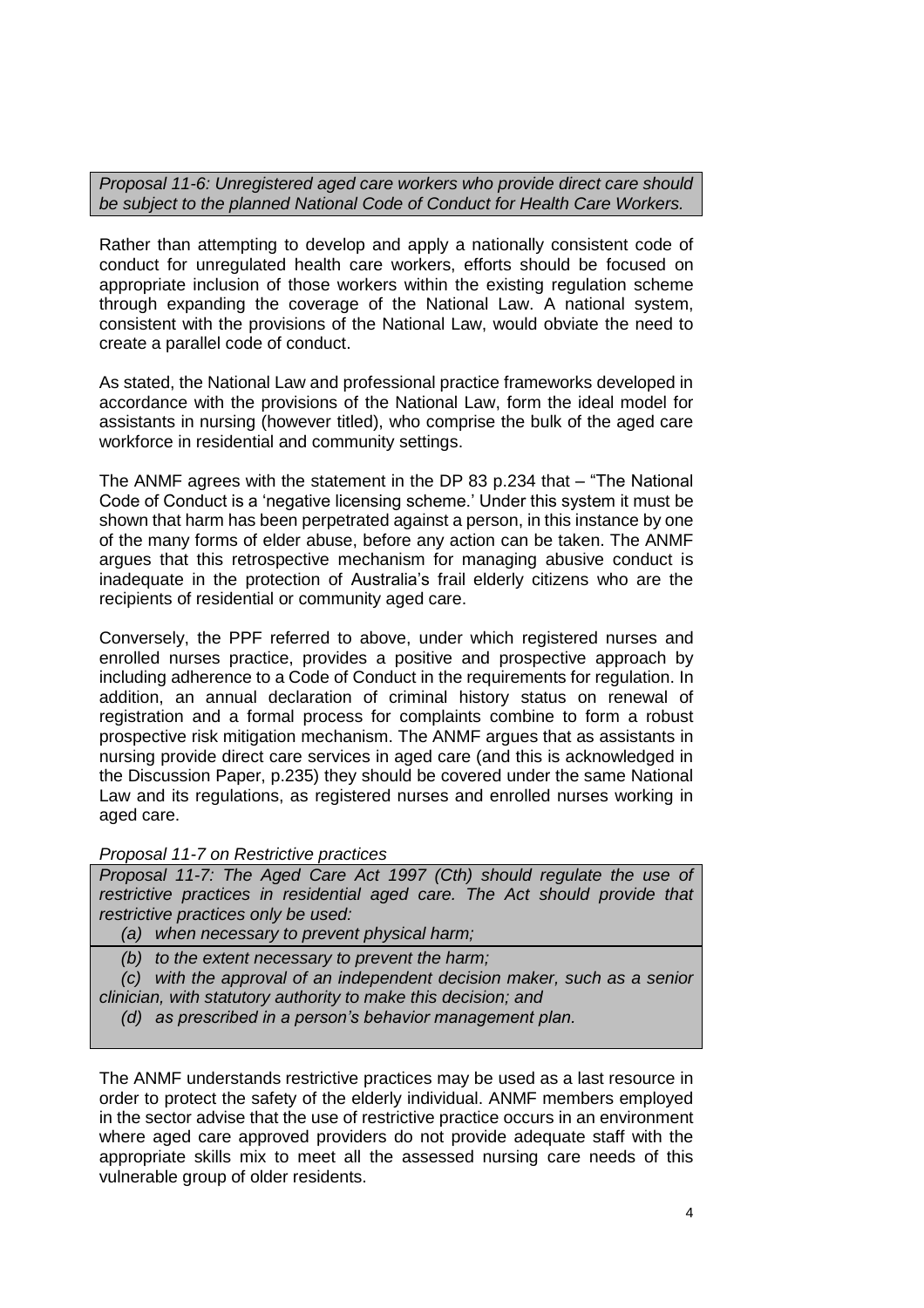*Proposal 11-6: Unregistered aged care workers who provide direct care should be subject to the planned National Code of Conduct for Health Care Workers.*

Rather than attempting to develop and apply a nationally consistent code of conduct for unregulated health care workers, efforts should be focused on appropriate inclusion of those workers within the existing regulation scheme through expanding the coverage of the National Law. A national system, consistent with the provisions of the National Law, would obviate the need to create a parallel code of conduct.

As stated, the National Law and professional practice frameworks developed in accordance with the provisions of the National Law, form the ideal model for assistants in nursing (however titled), who comprise the bulk of the aged care workforce in residential and community settings.

The ANMF agrees with the statement in the DP 83 p.234 that – "The National Code of Conduct is a 'negative licensing scheme.' Under this system it must be shown that harm has been perpetrated against a person, in this instance by one of the many forms of elder abuse, before any action can be taken. The ANMF argues that this retrospective mechanism for managing abusive conduct is inadequate in the protection of Australia's frail elderly citizens who are the recipients of residential or community aged care.

Conversely, the PPF referred to above, under which registered nurses and enrolled nurses practice, provides a positive and prospective approach by including adherence to a Code of Conduct in the requirements for regulation. In addition, an annual declaration of criminal history status on renewal of registration and a formal process for complaints combine to form a robust prospective risk mitigation mechanism. The ANMF argues that as assistants in nursing provide direct care services in aged care (and this is acknowledged in the Discussion Paper, p.235) they should be covered under the same National Law and its regulations, as registered nurses and enrolled nurses working in aged care.

*Proposal 11-7 on Restrictive practices*

*Proposal 11-7: The Aged Care Act 1997 (Cth) should regulate the use of restrictive practices in residential aged care. The Act should provide that restrictive practices only be used:*

*(a) when necessary to prevent physical harm;*

*(b) to the extent necessary to prevent the harm;*

*(c) with the approval of an independent decision maker, such as a senior clinician, with statutory authority to make this decision; and*

*(d) as prescribed in a person's behavior management plan.*

The ANMF understands restrictive practices may be used as a last resource in order to protect the safety of the elderly individual. ANMF members employed in the sector advise that the use of restrictive practice occurs in an environment where aged care approved providers do not provide adequate staff with the appropriate skills mix to meet all the assessed nursing care needs of this vulnerable group of older residents.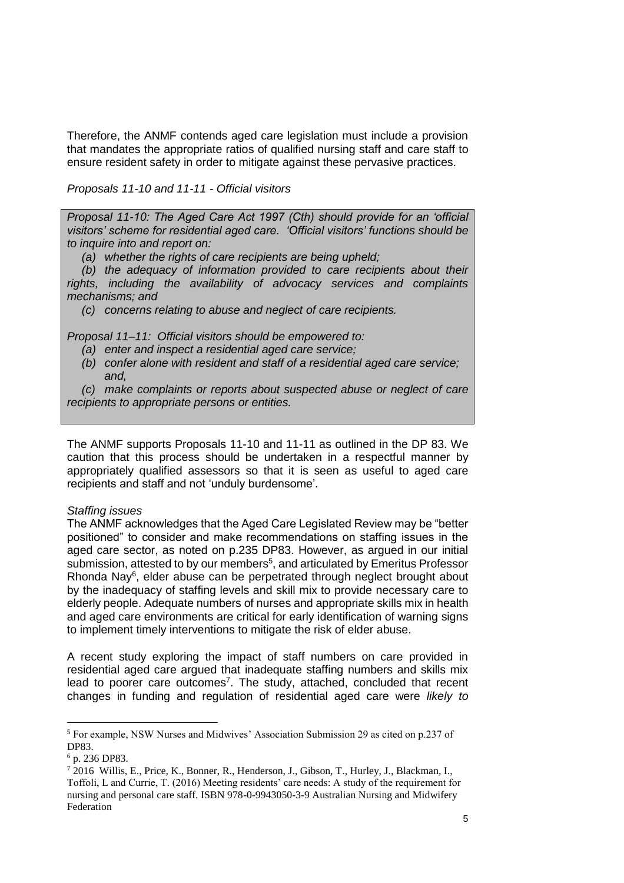Therefore, the ANMF contends aged care legislation must include a provision that mandates the appropriate ratios of qualified nursing staff and care staff to ensure resident safety in order to mitigate against these pervasive practices.

*Proposals 11-10 and 11-11 - Official visitors*

> *Proposal 11-10: The Aged Care Act 1997 (Cth) should provide for an 'official visitors' scheme for residential aged care. 'Official visitors' functions should be to inquire into and report on:*
>
> *(a) whether the rights of care recipients are being upheld;*
>
> *(b) the adequacy of information provided to care recipients about their rights, including the availability of advocacy services and complaints mechanisms; and*
>
> *(c) concerns relating to abuse and neglect of care recipients.*
>
> *Proposal 11–11: Official visitors should be empowered to:*
>
> *(a) enter and inspect a residential aged care service;*
>
> *(b) confer alone with resident and staff of a residential aged care service; and,*
>
> *(c) make complaints or reports about suspected abuse or neglect of care recipients to appropriate persons or entities.*

The ANMF supports Proposals 11-10 and 11-11 as outlined in the DP 83. We caution that this process should be undertaken in a respectful manner by appropriately qualified assessors so that it is seen as useful to aged care recipients and staff and not 'unduly burdensome'.

*Staffing issues*

The ANMF acknowledges that the Aged Care Legislated Review may be "better positioned" to consider and make recommendations on staffing issues in the aged care sector, as noted on p.235 DP83. However, as argued in our initial submission, attested to by our members[5], and articulated by Emeritus Professor Rhonda Nay[6], elder abuse can be perpetrated through neglect brought about by the inadequacy of staffing levels and skill mix to provide necessary care to elderly people. Adequate numbers of nurses and appropriate skills mix in health and aged care environments are critical for early identification of warning signs to implement timely interventions to mitigate the risk of elder abuse.

A recent study exploring the impact of staff numbers on care provided in residential aged care argued that inadequate staffing numbers and skills mix lead to poorer care outcomes[7]. The study, attached, concluded that recent changes in funding and regulation of residential aged care were *likely to*

---

[5] For example, NSW Nurses and Midwives' Association Submission 29 as cited on p.237 of DP83.

[6] p. 236 DP83.

[7] 2016 Willis, E., Price, K., Bonner, R., Henderson, J., Gibson, T., Hurley, J., Blackman, I., Toffoli, L and Currie, T. (2016) Meeting residents' care needs: A study of the requirement for nursing and personal care staff. ISBN 978-0-9943050-3-9 Australian Nursing and Midwifery Federation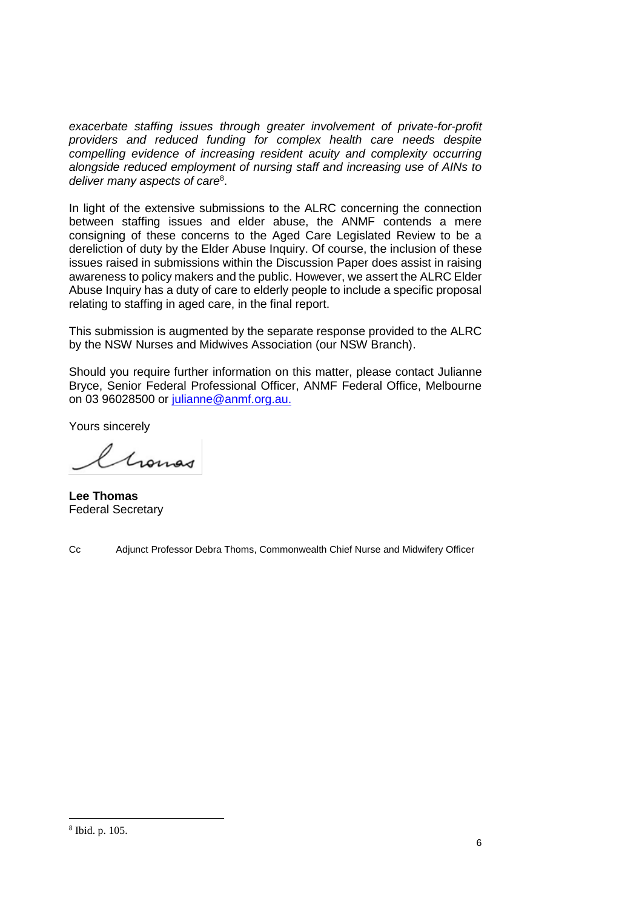*exacerbate staffing issues through greater involvement of private-for-profit providers and reduced funding for complex health care needs despite compelling evidence of increasing resident acuity and complexity occurring alongside reduced employment of nursing staff and increasing use of AINs to deliver many aspects of care*[8].

In light of the extensive submissions to the ALRC concerning the connection between staffing issues and elder abuse, the ANMF contends a mere consigning of these concerns to the Aged Care Legislated Review to be a dereliction of duty by the Elder Abuse Inquiry. Of course, the inclusion of these issues raised in submissions within the Discussion Paper does assist in raising awareness to policy makers and the public. However, we assert the ALRC Elder Abuse Inquiry has a duty of care to elderly people to include a specific proposal relating to staffing in aged care, in the final report.

This submission is augmented by the separate response provided to the ALRC by the NSW Nurses and Midwives Association (our NSW Branch).

Should you require further information on this matter, please contact Julianne Bryce, Senior Federal Professional Officer, ANMF Federal Office, Melbourne on 03 96028500 or julianne@anmf.org.au.

Yours sincerely

**Lee Thomas**
Federal Secretary

Cc Adjunct Professor Debra Thoms, Commonwealth Chief Nurse and Midwifery Officer

---

[8] Ibid. p. 105.